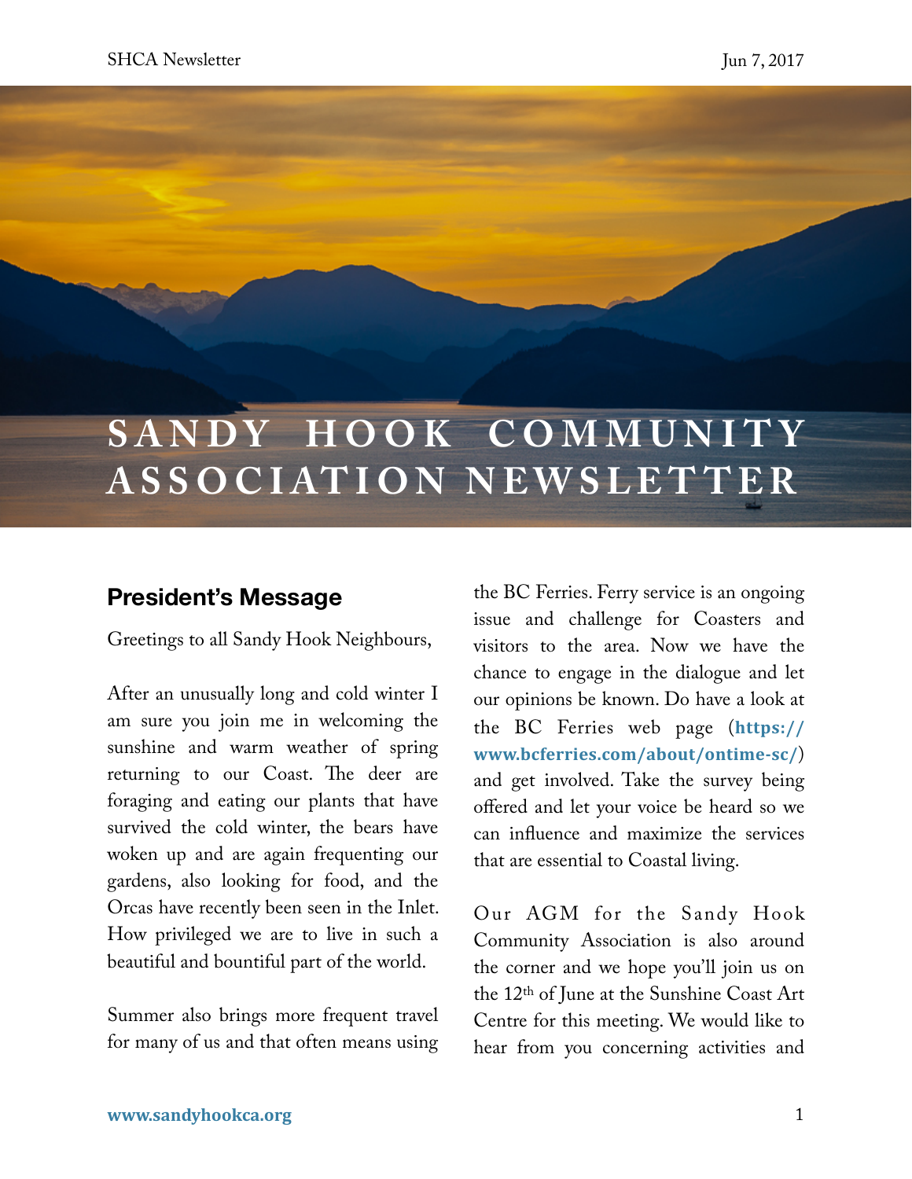# SANDY HOOK COMMUNITY ASSOCIATION NEWSLETTER

## President's Message

Greetings to all Sandy Hook Neighbours,

After an unusually long and cold winter I am sure you join me in welcoming the sunshine and warm weather of spring returning to our Coast. The deer are foraging and eating our plants that have survived the cold winter, the bears have woken up and are again frequenting our gardens, also looking for food, and the Orcas have recently been seen in the Inlet. How privileged we are to live in such a beautiful and bountiful part of the world.

Summer also brings more frequent travel for many of us and that often means using the BC Ferries. Ferry service is an ongoing issue and challenge for Coasters and visitors to the area. Now we have the chance to engage in the dialogue and let our opinions be known. Do have a look at the BC Ferries web page (**https://www.bcferries.com/about/ontime-sc/**) and get involved. Take the survey being offered and let your voice be heard so we can influence and maximize the services that are essential to Coastal living.

Our AGM for the Sandy Hook Community Association is also around the corner and we hope you'll join us on the 12th of June at the Sunshine Coast Art Centre for this meeting. We would like to hear from you concerning activities and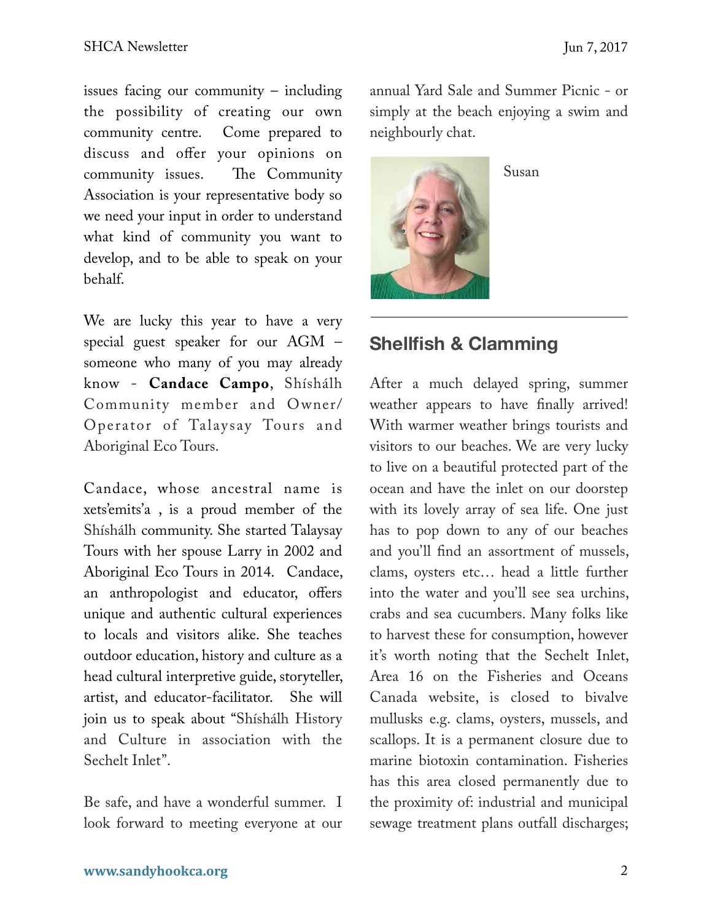issues facing our community – including the possibility of creating our own community centre. Come prepared to discuss and offer your opinions on community issues. The Community Association is your representative body so we need your input in order to understand what kind of community you want to develop, and to be able to speak on your behalf.

We are lucky this year to have a very special guest speaker for our AGM – someone who many of you may already know - **Candace Campo**, Shíshálh Community member and Owner/Operator of Talaysay Tours and Aboriginal Eco Tours.

Candace, whose ancestral name is xets'emits'a , is a proud member of the Shíshálh community. She started Talaysay Tours with her spouse Larry in 2002 and Aboriginal Eco Tours in 2014. Candace, an anthropologist and educator, offers unique and authentic cultural experiences to locals and visitors alike. She teaches outdoor education, history and culture as a head cultural interpretive guide, storyteller, artist, and educator-facilitator. She will join us to speak about "Shíshálh History and Culture in association with the Sechelt Inlet".

Be safe, and have a wonderful summer. I look forward to meeting everyone at our annual Yard Sale and Summer Picnic - or simply at the beach enjoying a swim and neighbourly chat.

Susan

---

## Shellfish & Clamming

After a much delayed spring, summer weather appears to have finally arrived! With warmer weather brings tourists and visitors to our beaches. We are very lucky to live on a beautiful protected part of the ocean and have the inlet on our doorstep with its lovely array of sea life. One just has to pop down to any of our beaches and you'll find an assortment of mussels, clams, oysters etc… head a little further into the water and you'll see sea urchins, crabs and sea cucumbers. Many folks like to harvest these for consumption, however it's worth noting that the Sechelt Inlet, Area 16 on the Fisheries and Oceans Canada website, is closed to bivalve mullusks e.g. clams, oysters, mussels, and scallops. It is a permanent closure due to marine biotoxin contamination. Fisheries has this area closed permanently due to the proximity of: industrial and municipal sewage treatment plans outfall discharges;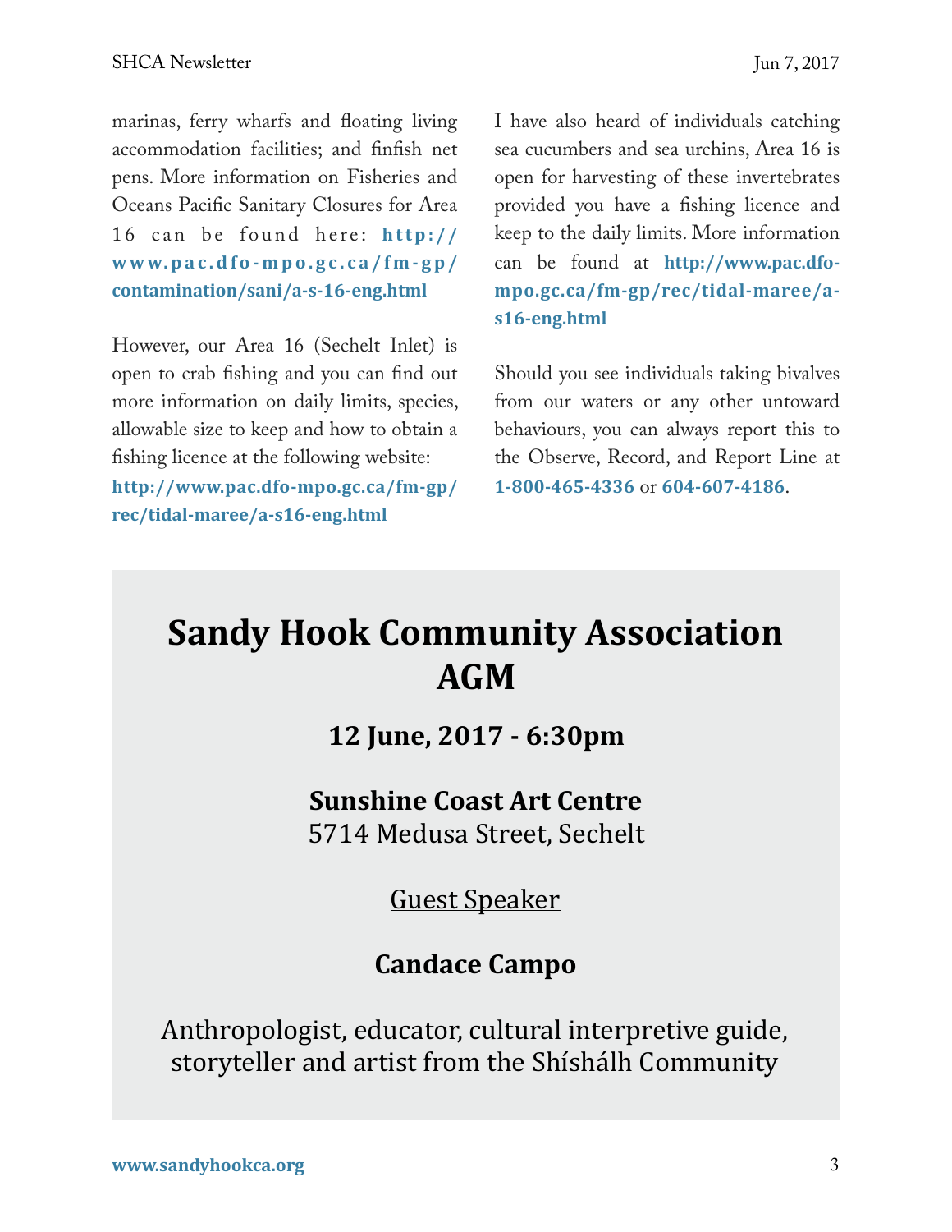marinas, ferry wharfs and floating living accommodation facilities; and finfish net pens. More information on Fisheries and Oceans Pacific Sanitary Closures for Area 16 can be found here: **http://www.pac.dfo-mpo.gc.ca/fm-gp/contamination/sani/a-s-16-eng.html**

However, our Area 16 (Sechelt Inlet) is open to crab fishing and you can find out more information on daily limits, species, allowable size to keep and how to obtain a fishing licence at the following website: **http://www.pac.dfo-mpo.gc.ca/fm-gp/rec/tidal-maree/a-s16-eng.html**

I have also heard of individuals catching sea cucumbers and sea urchins, Area 16 is open for harvesting of these invertebrates provided you have a fishing licence and keep to the daily limits. More information can be found at **http://www.pac.dfo-mpo.gc.ca/fm-gp/rec/tidal-maree/a-s16-eng.html**

Should you see individuals taking bivalves from our waters or any other untoward behaviours, you can always report this to the Observe, Record, and Report Line at **1-800-465-4336** or **604-607-4186**.

# Sandy Hook Community Association AGM

**12 June, 2017 - 6:30pm**

**Sunshine Coast Art Centre**
5714 Medusa Street, Sechelt

<u>Guest Speaker</u>

**Candace Campo**

Anthropologist, educator, cultural interpretive guide, storyteller and artist from the Shíshálh Community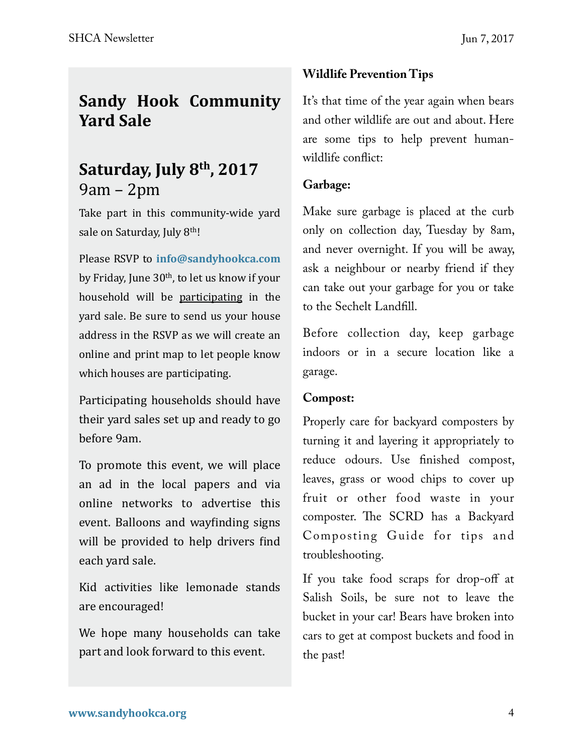## Sandy Hook Community Yard Sale

### Saturday, July 8th, 2017
9am – 2pm

Take part in this community-wide yard sale on Saturday, July 8th!

Please RSVP to **info@sandyhookca.com** by Friday, June 30th, to let us know if your household will be participating in the yard sale. Be sure to send us your house address in the RSVP as we will create an online and print map to let people know which houses are participating.

Participating households should have their yard sales set up and ready to go before 9am.

To promote this event, we will place an ad in the local papers and via online networks to advertise this event. Balloons and wayfinding signs will be provided to help drivers find each yard sale.

Kid activities like lemonade stands are encouraged!

We hope many households can take part and look forward to this event.

## Wildlife Prevention Tips

It's that time of the year again when bears and other wildlife are out and about. Here are some tips to help prevent human-wildlife conflict:

**Garbage:**

Make sure garbage is placed at the curb only on collection day, Tuesday by 8am, and never overnight. If you will be away, ask a neighbour or nearby friend if they can take out your garbage for you or take to the Sechelt Landfill.

Before collection day, keep garbage indoors or in a secure location like a garage.

**Compost:**

Properly care for backyard composters by turning it and layering it appropriately to reduce odours. Use finished compost, leaves, grass or wood chips to cover up fruit or other food waste in your composter. The SCRD has a Backyard Composting Guide for tips and troubleshooting.

If you take food scraps for drop-off at Salish Soils, be sure not to leave the bucket in your car! Bears have broken into cars to get at compost buckets and food in the past!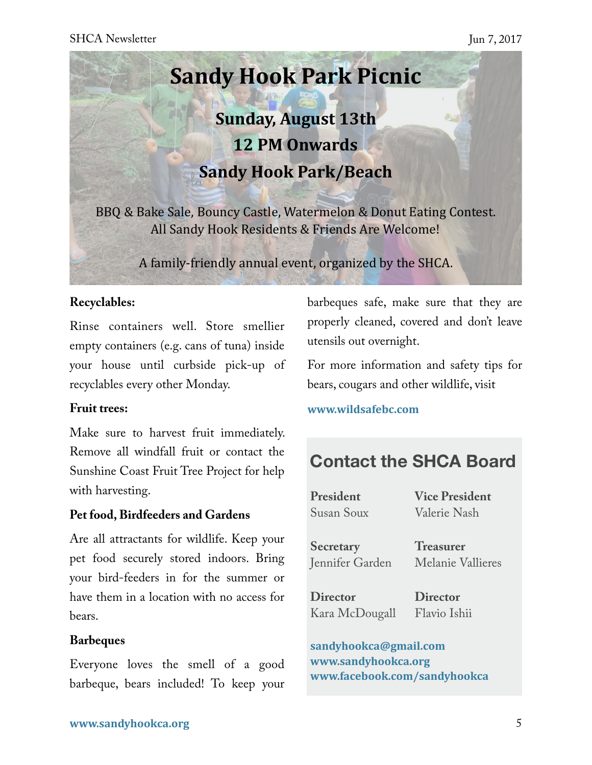# Sandy Hook Park Picnic

## Sunday, August 13th
## 12 PM Onwards
## Sandy Hook Park/Beach

BBQ & Bake Sale, Bouncy Castle, Watermelon & Donut Eating Contest.
All Sandy Hook Residents & Friends Are Welcome!

A family-friendly annual event, organized by the SHCA.

**Recyclables:**

Rinse containers well. Store smellier empty containers (e.g. cans of tuna) inside your house until curbside pick-up of recyclables every other Monday.

**Fruit trees:**

Make sure to harvest fruit immediately. Remove all windfall fruit or contact the Sunshine Coast Fruit Tree Project for help with harvesting.

**Pet food, Birdfeeders and Gardens**

Are all attractants for wildlife. Keep your pet food securely stored indoors. Bring your bird-feeders in for the summer or have them in a location with no access for bears.

**Barbeques**

Everyone loves the smell of a good barbeque, bears included! To keep your barbeques safe, make sure that they are properly cleaned, covered and don't leave utensils out overnight.

For more information and safety tips for bears, cougars and other wildlife, visit

**www.wildsafebc.com**

## Contact the SHCA Board

**President**
Susan Soux

**Vice President**
Valerie Nash

**Secretary**
Jennifer Garden

**Treasurer**
Melanie Vallieres

**Director**
Kara McDougall

**Director**
Flavio Ishii

**sandyhookca@gmail.com**
**www.sandyhookca.org**
**www.facebook.com/sandyhookca**